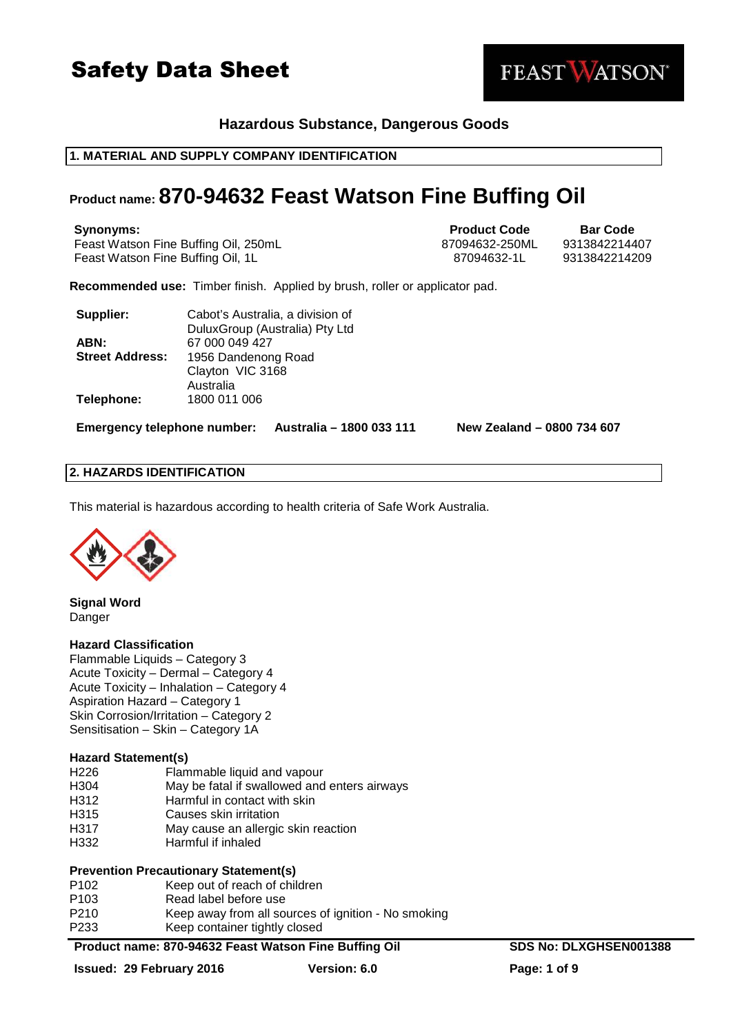# Safety Data Sheet

FEAST WATSON

**Hazardous Substance, Dangerous Goods**

## 1. MATERIAL AND SUPPLY COMPANY IDENTIFICATION

# Product name: 870-94632 Feast Watson Fine Buffing Oil

| Synonyms: | Product Code | Bar Code |
|---|---|---|
| Feast Watson Fine Buffing Oil, 250mL | 87094632-250ML | 9313842214407 |
| Feast Watson Fine Buffing Oil, 1L | 87094632-1L | 9313842214209 |

**Recommended use:** Timber finish. Applied by brush, roller or applicator pad.

**Supplier:** Cabot's Australia, a division of DuluxGroup (Australia) Pty Ltd
**ABN:** 67 000 049 427
**Street Address:** 1956 Dandenong Road
Clayton VIC 3168
Australia
**Telephone:** 1800 011 006

**Emergency telephone number:** **Australia – 1800 033 111** **New Zealand – 0800 734 607**

## 2. HAZARDS IDENTIFICATION

This material is hazardous according to health criteria of Safe Work Australia.

**Signal Word**
Danger

**Hazard Classification**
Flammable Liquids – Category 3
Acute Toxicity – Dermal – Category 4
Acute Toxicity – Inhalation – Category 4
Aspiration Hazard – Category 1
Skin Corrosion/Irritation – Category 2
Sensitisation – Skin – Category 1A

**Hazard Statement(s)**

| | |
|---|---|
| H226 | Flammable liquid and vapour |
| H304 | May be fatal if swallowed and enters airways |
| H312 | Harmful in contact with skin |
| H315 | Causes skin irritation |
| H317 | May cause an allergic skin reaction |
| H332 | Harmful if inhaled |

**Prevention Precautionary Statement(s)**

| | |
|---|---|
| P102 | Keep out of reach of children |
| P103 | Read label before use |
| P210 | Keep away from all sources of ignition - No smoking |
| P233 | Keep container tightly closed |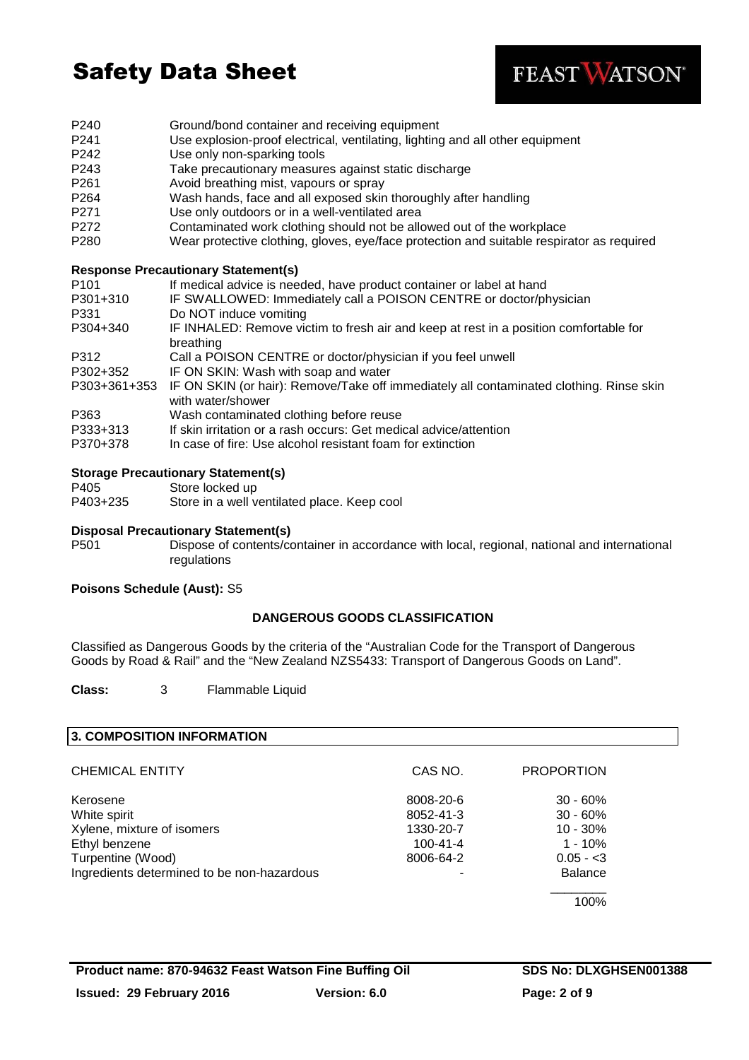| | |
|---|---|
| P240 | Ground/bond container and receiving equipment |
| P241 | Use explosion-proof electrical, ventilating, lighting and all other equipment |
| P242 | Use only non-sparking tools |
| P243 | Take precautionary measures against static discharge |
| P261 | Avoid breathing mist, vapours or spray |
| P264 | Wash hands, face and all exposed skin thoroughly after handling |
| P271 | Use only outdoors or in a well-ventilated area |
| P272 | Contaminated work clothing should not be allowed out of the workplace |
| P280 | Wear protective clothing, gloves, eye/face protection and suitable respirator as required |

**Response Precautionary Statement(s)**

| | |
|---|---|
| P101 | If medical advice is needed, have product container or label at hand |
| P301+310 | IF SWALLOWED: Immediately call a POISON CENTRE or doctor/physician |
| P331 | Do NOT induce vomiting |
| P304+340 | IF INHALED: Remove victim to fresh air and keep at rest in a position comfortable for breathing |
| P312 | Call a POISON CENTRE or doctor/physician if you feel unwell |
| P302+352 | IF ON SKIN: Wash with soap and water |
| P303+361+353 | IF ON SKIN (or hair): Remove/Take off immediately all contaminated clothing. Rinse skin with water/shower |
| P363 | Wash contaminated clothing before reuse |
| P333+313 | If skin irritation or a rash occurs: Get medical advice/attention |
| P370+378 | In case of fire: Use alcohol resistant foam for extinction |

**Storage Precautionary Statement(s)**

| | |
|---|---|
| P405 | Store locked up |
| P403+235 | Store in a well ventilated place. Keep cool |

**Disposal Precautionary Statement(s)**

| | |
|---|---|
| P501 | Dispose of contents/container in accordance with local, regional, national and international regulations |

**Poisons Schedule (Aust):** S5

**DANGEROUS GOODS CLASSIFICATION**

Classified as Dangerous Goods by the criteria of the "Australian Code for the Transport of Dangerous Goods by Road & Rail" and the "New Zealand NZS5433: Transport of Dangerous Goods on Land".

**Class:** 3 Flammable Liquid

## 3. COMPOSITION INFORMATION

| CHEMICAL ENTITY | CAS NO. | PROPORTION |
|---|---|---|
| Kerosene | 8008-20-6 | 30 - 60% |
| White spirit | 8052-41-3 | 30 - 60% |
| Xylene, mixture of isomers | 1330-20-7 | 10 - 30% |
| Ethyl benzene | 100-41-4 | 1 - 10% |
| Turpentine (Wood) | 8006-64-2 | 0.05 - <3 |
| Ingredients determined to be non-hazardous | - | Balance |
| | | 100% |

**Product name: 870-94632 Feast Watson Fine Buffing Oil** **SDS No: DLXGHSEN001388**

**Issued: 29 February 2016** **Version: 6.0**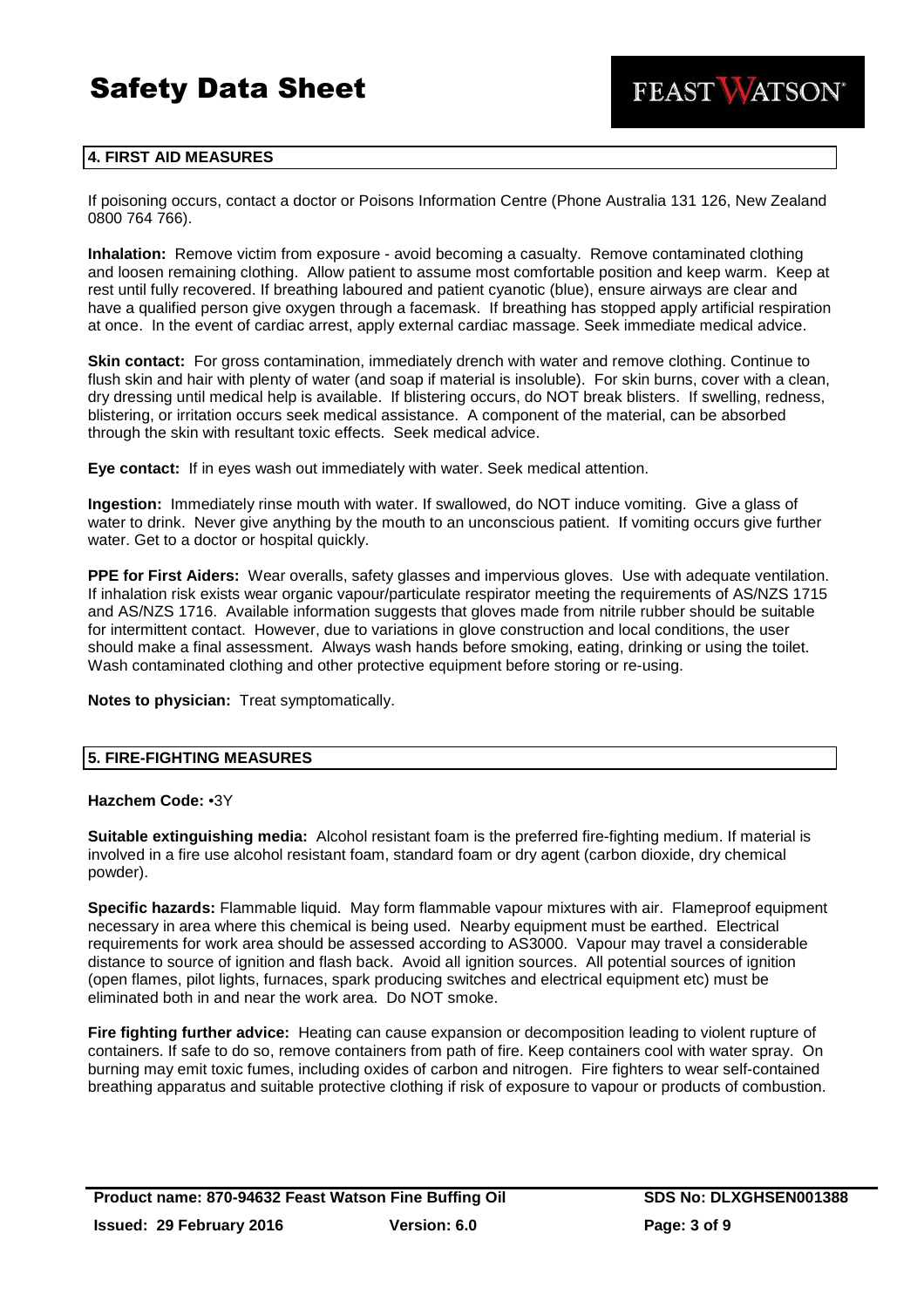## 4. FIRST AID MEASURES

If poisoning occurs, contact a doctor or Poisons Information Centre (Phone Australia 131 126, New Zealand 0800 764 766).

**Inhalation:** Remove victim from exposure - avoid becoming a casualty. Remove contaminated clothing and loosen remaining clothing. Allow patient to assume most comfortable position and keep warm. Keep at rest until fully recovered. If breathing laboured and patient cyanotic (blue), ensure airways are clear and have a qualified person give oxygen through a facemask. If breathing has stopped apply artificial respiration at once. In the event of cardiac arrest, apply external cardiac massage. Seek immediate medical advice.

**Skin contact:** For gross contamination, immediately drench with water and remove clothing. Continue to flush skin and hair with plenty of water (and soap if material is insoluble). For skin burns, cover with a clean, dry dressing until medical help is available. If blistering occurs, do NOT break blisters. If swelling, redness, blistering, or irritation occurs seek medical assistance. A component of the material, can be absorbed through the skin with resultant toxic effects. Seek medical advice.

**Eye contact:** If in eyes wash out immediately with water. Seek medical attention.

**Ingestion:** Immediately rinse mouth with water. If swallowed, do NOT induce vomiting. Give a glass of water to drink. Never give anything by the mouth to an unconscious patient. If vomiting occurs give further water. Get to a doctor or hospital quickly.

**PPE for First Aiders:** Wear overalls, safety glasses and impervious gloves. Use with adequate ventilation. If inhalation risk exists wear organic vapour/particulate respirator meeting the requirements of AS/NZS 1715 and AS/NZS 1716. Available information suggests that gloves made from nitrile rubber should be suitable for intermittent contact. However, due to variations in glove construction and local conditions, the user should make a final assessment. Always wash hands before smoking, eating, drinking or using the toilet. Wash contaminated clothing and other protective equipment before storing or re-using.

**Notes to physician:** Treat symptomatically.

## 5. FIRE-FIGHTING MEASURES

**Hazchem Code:** •3Y

**Suitable extinguishing media:** Alcohol resistant foam is the preferred fire-fighting medium. If material is involved in a fire use alcohol resistant foam, standard foam or dry agent (carbon dioxide, dry chemical powder).

**Specific hazards:** Flammable liquid. May form flammable vapour mixtures with air. Flameproof equipment necessary in area where this chemical is being used. Nearby equipment must be earthed. Electrical requirements for work area should be assessed according to AS3000. Vapour may travel a considerable distance to source of ignition and flash back. Avoid all ignition sources. All potential sources of ignition (open flames, pilot lights, furnaces, spark producing switches and electrical equipment etc) must be eliminated both in and near the work area. Do NOT smoke.

**Fire fighting further advice:** Heating can cause expansion or decomposition leading to violent rupture of containers. If safe to do so, remove containers from path of fire. Keep containers cool with water spray. On burning may emit toxic fumes, including oxides of carbon and nitrogen. Fire fighters to wear self-contained breathing apparatus and suitable protective clothing if risk of exposure to vapour or products of combustion.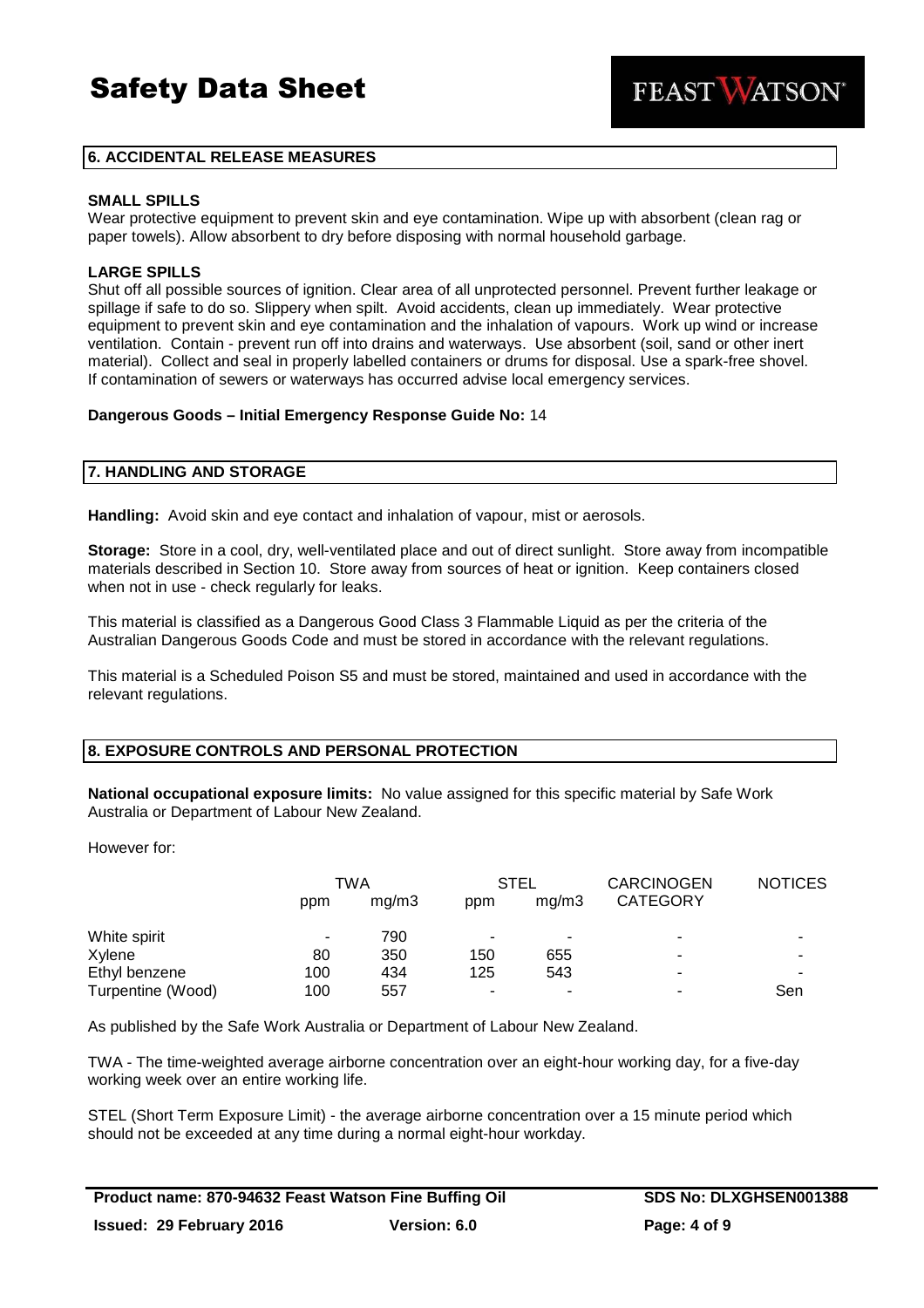## 6. ACCIDENTAL RELEASE MEASURES

**SMALL SPILLS**

Wear protective equipment to prevent skin and eye contamination. Wipe up with absorbent (clean rag or paper towels). Allow absorbent to dry before disposing with normal household garbage.

**LARGE SPILLS**

Shut off all possible sources of ignition. Clear area of all unprotected personnel. Prevent further leakage or spillage if safe to do so. Slippery when spilt. Avoid accidents, clean up immediately. Wear protective equipment to prevent skin and eye contamination and the inhalation of vapours. Work up wind or increase ventilation. Contain - prevent run off into drains and waterways. Use absorbent (soil, sand or other inert material). Collect and seal in properly labelled containers or drums for disposal. Use a spark-free shovel. If contamination of sewers or waterways has occurred advise local emergency services.

**Dangerous Goods – Initial Emergency Response Guide No:** 14

## 7. HANDLING AND STORAGE

**Handling:** Avoid skin and eye contact and inhalation of vapour, mist or aerosols.

**Storage:** Store in a cool, dry, well-ventilated place and out of direct sunlight. Store away from incompatible materials described in Section 10. Store away from sources of heat or ignition. Keep containers closed when not in use - check regularly for leaks.

This material is classified as a Dangerous Good Class 3 Flammable Liquid as per the criteria of the Australian Dangerous Goods Code and must be stored in accordance with the relevant regulations.

This material is a Scheduled Poison S5 and must be stored, maintained and used in accordance with the relevant regulations.

## 8. EXPOSURE CONTROLS AND PERSONAL PROTECTION

**National occupational exposure limits:** No value assigned for this specific material by Safe Work Australia or Department of Labour New Zealand.

However for:

| | TWA | | STEL | | CARCINOGEN CATEGORY | NOTICES |
|---|---|---|---|---|---|---|
| | ppm | mg/m3 | ppm | mg/m3 | | |
| White spirit | - | 790 | - | - | - | - |
| Xylene | 80 | 350 | 150 | 655 | - | - |
| Ethyl benzene | 100 | 434 | 125 | 543 | - | - |
| Turpentine (Wood) | 100 | 557 | - | - | - | Sen |

As published by the Safe Work Australia or Department of Labour New Zealand.

TWA - The time-weighted average airborne concentration over an eight-hour working day, for a five-day working week over an entire working life.

STEL (Short Term Exposure Limit) - the average airborne concentration over a 15 minute period which should not be exceeded at any time during a normal eight-hour workday.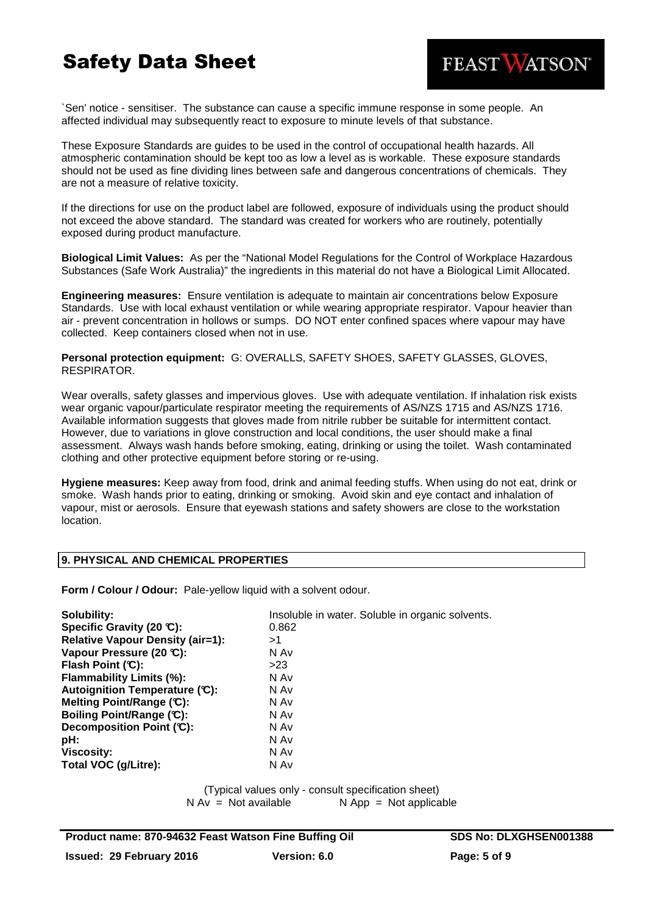`Sen' notice - sensitiser. The substance can cause a specific immune response in some people. An affected individual may subsequently react to exposure to minute levels of that substance.

These Exposure Standards are guides to be used in the control of occupational health hazards. All atmospheric contamination should be kept too as low a level as is workable. These exposure standards should not be used as fine dividing lines between safe and dangerous concentrations of chemicals. They are not a measure of relative toxicity.

If the directions for use on the product label are followed, exposure of individuals using the product should not exceed the above standard. The standard was created for workers who are routinely, potentially exposed during product manufacture.

**Biological Limit Values:** As per the "National Model Regulations for the Control of Workplace Hazardous Substances (Safe Work Australia)" the ingredients in this material do not have a Biological Limit Allocated.

**Engineering measures:** Ensure ventilation is adequate to maintain air concentrations below Exposure Standards. Use with local exhaust ventilation or while wearing appropriate respirator. Vapour heavier than air - prevent concentration in hollows or sumps. DO NOT enter confined spaces where vapour may have collected. Keep containers closed when not in use.

**Personal protection equipment:** G: OVERALLS, SAFETY SHOES, SAFETY GLASSES, GLOVES, RESPIRATOR.

Wear overalls, safety glasses and impervious gloves. Use with adequate ventilation. If inhalation risk exists wear organic vapour/particulate respirator meeting the requirements of AS/NZS 1715 and AS/NZS 1716. Available information suggests that gloves made from nitrile rubber be suitable for intermittent contact. However, due to variations in glove construction and local conditions, the user should make a final assessment. Always wash hands before smoking, eating, drinking or using the toilet. Wash contaminated clothing and other protective equipment before storing or re-using.

**Hygiene measures:** Keep away from food, drink and animal feeding stuffs. When using do not eat, drink or smoke. Wash hands prior to eating, drinking or smoking. Avoid skin and eye contact and inhalation of vapour, mist or aerosols. Ensure that eyewash stations and safety showers are close to the workstation location.

## 9. PHYSICAL AND CHEMICAL PROPERTIES

**Form / Colour / Odour:** Pale-yellow liquid with a solvent odour.

| | |
|---|---|
| **Solubility:** | Insoluble in water. Soluble in organic solvents. |
| **Specific Gravity (20 ℃):** | 0.862 |
| **Relative Vapour Density (air=1):** | >1 |
| **Vapour Pressure (20 ℃):** | N Av |
| **Flash Point (℃):** | >23 |
| **Flammability Limits (%):** | N Av |
| **Autoignition Temperature (℃):** | N Av |
| **Melting Point/Range (℃):** | N Av |
| **Boiling Point/Range (℃):** | N Av |
| **Decomposition Point (℃):** | N Av |
| **pH:** | N Av |
| **Viscosity:** | N Av |
| **Total VOC (g/Litre):** | N Av |

(Typical values only - consult specification sheet)
N Av = Not available N App = Not applicable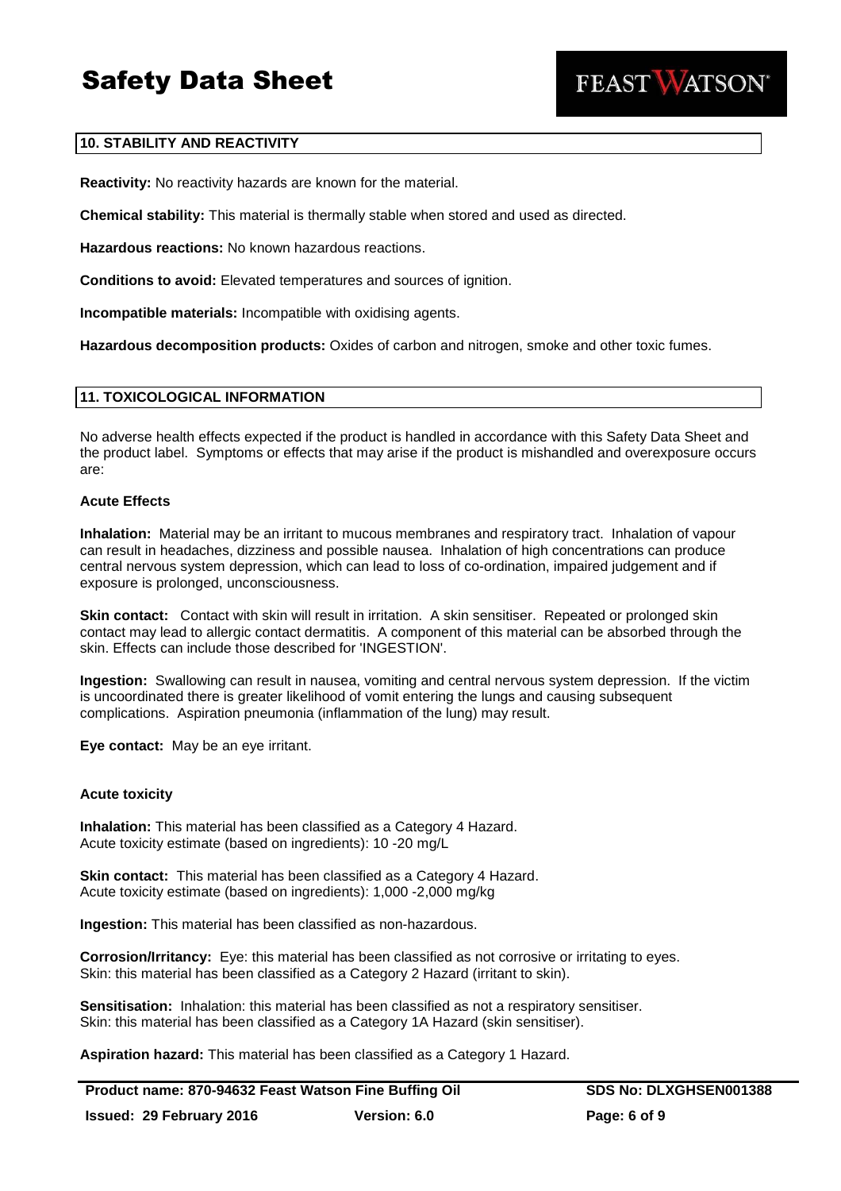## 10. STABILITY AND REACTIVITY

**Reactivity:** No reactivity hazards are known for the material.

**Chemical stability:** This material is thermally stable when stored and used as directed.

**Hazardous reactions:** No known hazardous reactions.

**Conditions to avoid:** Elevated temperatures and sources of ignition.

**Incompatible materials:** Incompatible with oxidising agents.

**Hazardous decomposition products:** Oxides of carbon and nitrogen, smoke and other toxic fumes.

## 11. TOXICOLOGICAL INFORMATION

No adverse health effects expected if the product is handled in accordance with this Safety Data Sheet and the product label. Symptoms or effects that may arise if the product is mishandled and overexposure occurs are:

### Acute Effects

**Inhalation:** Material may be an irritant to mucous membranes and respiratory tract. Inhalation of vapour can result in headaches, dizziness and possible nausea. Inhalation of high concentrations can produce central nervous system depression, which can lead to loss of co-ordination, impaired judgement and if exposure is prolonged, unconsciousness.

**Skin contact:** Contact with skin will result in irritation. A skin sensitiser. Repeated or prolonged skin contact may lead to allergic contact dermatitis. A component of this material can be absorbed through the skin. Effects can include those described for 'INGESTION'.

**Ingestion:** Swallowing can result in nausea, vomiting and central nervous system depression. If the victim is uncoordinated there is greater likelihood of vomit entering the lungs and causing subsequent complications. Aspiration pneumonia (inflammation of the lung) may result.

**Eye contact:** May be an eye irritant.

### Acute toxicity

**Inhalation:** This material has been classified as a Category 4 Hazard.
Acute toxicity estimate (based on ingredients): 10 -20 mg/L

**Skin contact:** This material has been classified as a Category 4 Hazard.
Acute toxicity estimate (based on ingredients): 1,000 -2,000 mg/kg

**Ingestion:** This material has been classified as non-hazardous.

**Corrosion/Irritancy:** Eye: this material has been classified as not corrosive or irritating to eyes.
Skin: this material has been classified as a Category 2 Hazard (irritant to skin).

**Sensitisation:** Inhalation: this material has been classified as not a respiratory sensitiser.
Skin: this material has been classified as a Category 1A Hazard (skin sensitiser).

**Aspiration hazard:** This material has been classified as a Category 1 Hazard.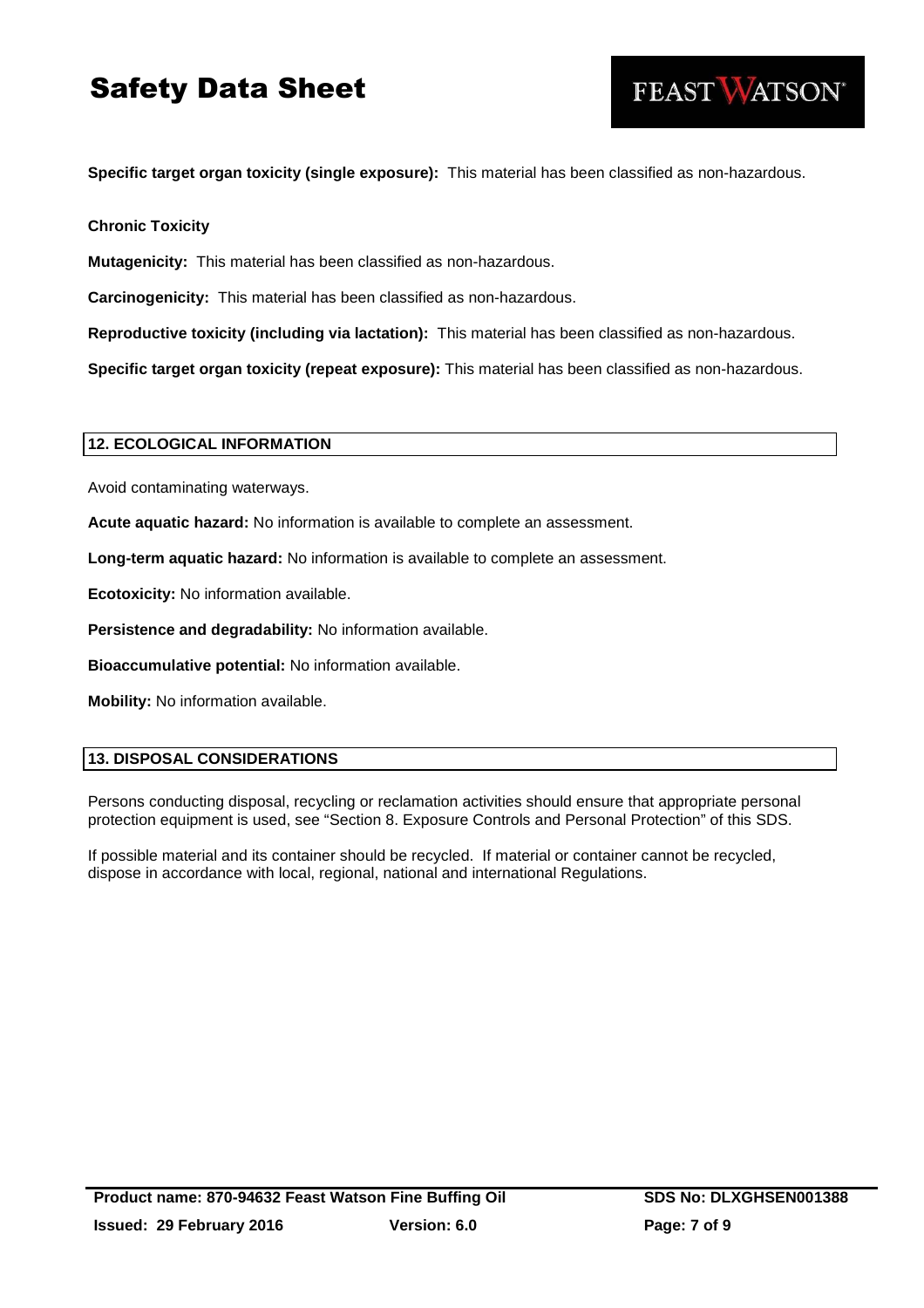**Specific target organ toxicity (single exposure):** This material has been classified as non-hazardous.

**Chronic Toxicity**

**Mutagenicity:** This material has been classified as non-hazardous.

**Carcinogenicity:** This material has been classified as non-hazardous.

**Reproductive toxicity (including via lactation):** This material has been classified as non-hazardous.

**Specific target organ toxicity (repeat exposure):** This material has been classified as non-hazardous.

## 12. ECOLOGICAL INFORMATION

Avoid contaminating waterways.

**Acute aquatic hazard:** No information is available to complete an assessment.

**Long-term aquatic hazard:** No information is available to complete an assessment.

**Ecotoxicity:** No information available.

**Persistence and degradability:** No information available.

**Bioaccumulative potential:** No information available.

**Mobility:** No information available.

## 13. DISPOSAL CONSIDERATIONS

Persons conducting disposal, recycling or reclamation activities should ensure that appropriate personal protection equipment is used, see "Section 8. Exposure Controls and Personal Protection" of this SDS.

If possible material and its container should be recycled. If material or container cannot be recycled, dispose in accordance with local, regional, national and international Regulations.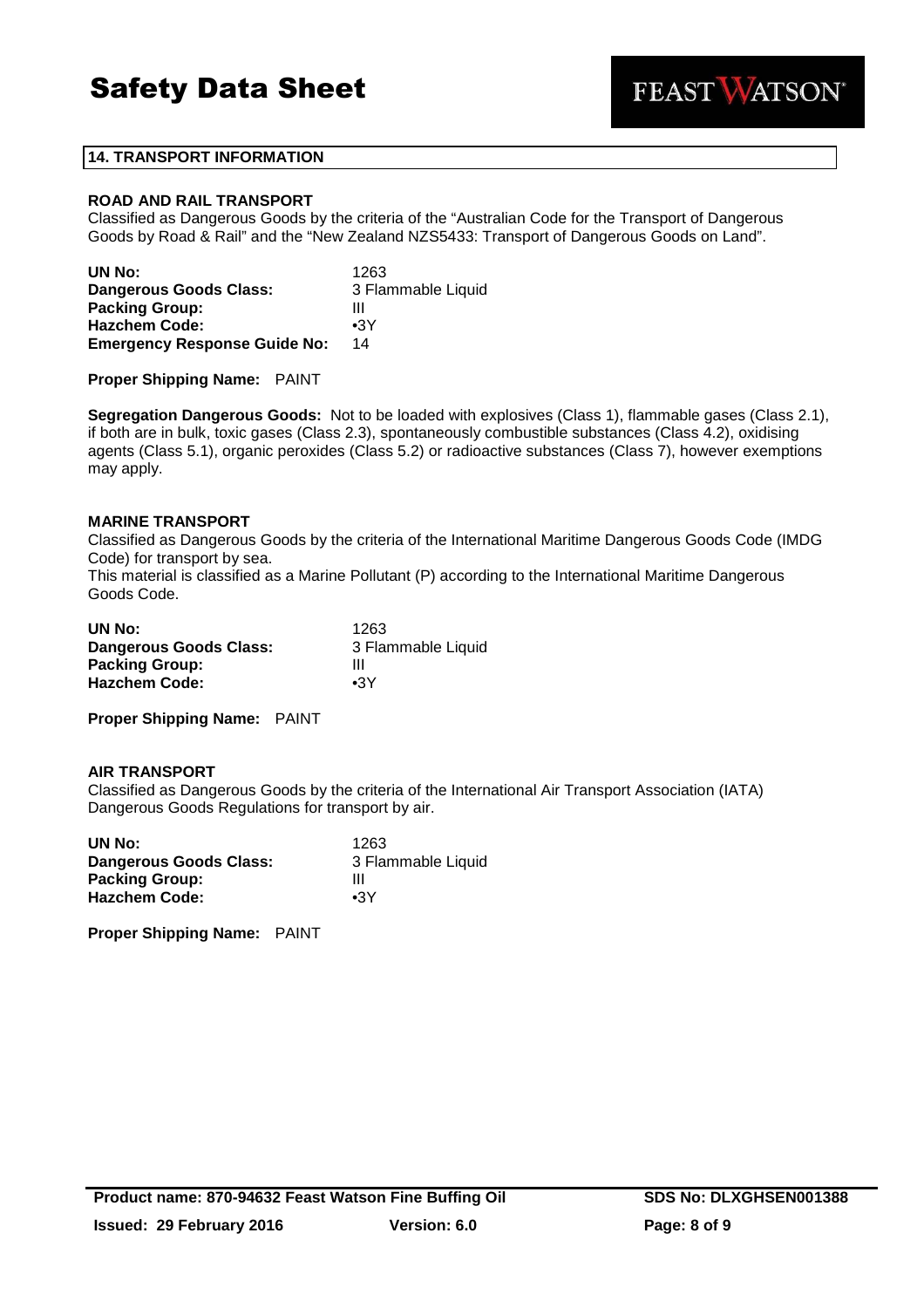## 14. TRANSPORT INFORMATION

### ROAD AND RAIL TRANSPORT

Classified as Dangerous Goods by the criteria of the "Australian Code for the Transport of Dangerous Goods by Road & Rail" and the "New Zealand NZS5433: Transport of Dangerous Goods on Land".

| | |
|---|---|
| **UN No:** | 1263 |
| **Dangerous Goods Class:** | 3 Flammable Liquid |
| **Packing Group:** | III |
| **Hazchem Code:** | •3Y |
| **Emergency Response Guide No:** | 14 |

**Proper Shipping Name:** PAINT

**Segregation Dangerous Goods:** Not to be loaded with explosives (Class 1), flammable gases (Class 2.1), if both are in bulk, toxic gases (Class 2.3), spontaneously combustible substances (Class 4.2), oxidising agents (Class 5.1), organic peroxides (Class 5.2) or radioactive substances (Class 7), however exemptions may apply.

### MARINE TRANSPORT

Classified as Dangerous Goods by the criteria of the International Maritime Dangerous Goods Code (IMDG Code) for transport by sea.
This material is classified as a Marine Pollutant (P) according to the International Maritime Dangerous Goods Code.

| | |
|---|---|
| **UN No:** | 1263 |
| **Dangerous Goods Class:** | 3 Flammable Liquid |
| **Packing Group:** | III |
| **Hazchem Code:** | •3Y |

**Proper Shipping Name:** PAINT

### AIR TRANSPORT

Classified as Dangerous Goods by the criteria of the International Air Transport Association (IATA) Dangerous Goods Regulations for transport by air.

| | |
|---|---|
| **UN No:** | 1263 |
| **Dangerous Goods Class:** | 3 Flammable Liquid |
| **Packing Group:** | III |
| **Hazchem Code:** | •3Y |

**Proper Shipping Name:** PAINT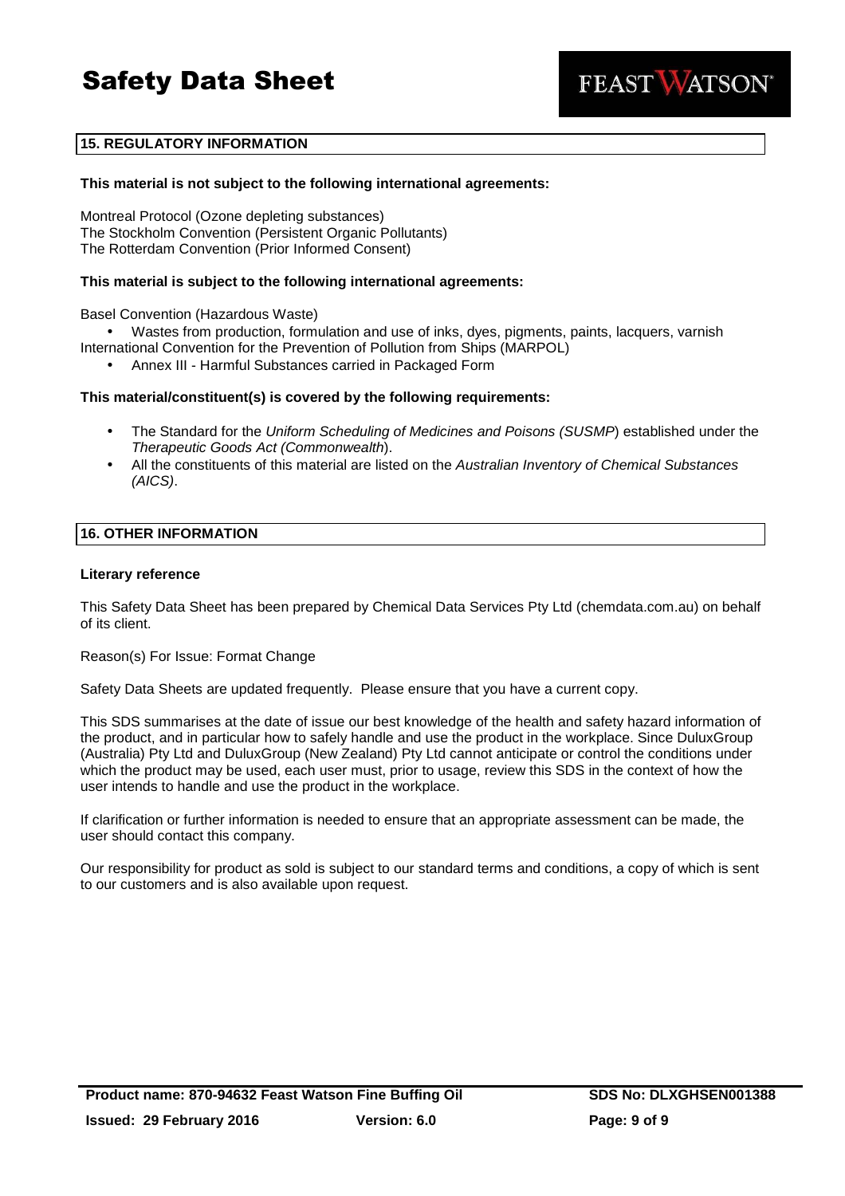## 15. REGULATORY INFORMATION

**This material is not subject to the following international agreements:**

Montreal Protocol (Ozone depleting substances)
The Stockholm Convention (Persistent Organic Pollutants)
The Rotterdam Convention (Prior Informed Consent)

**This material is subject to the following international agreements:**

Basel Convention (Hazardous Waste)

- Wastes from production, formulation and use of inks, dyes, pigments, paints, lacquers, varnish

International Convention for the Prevention of Pollution from Ships (MARPOL)

- Annex III - Harmful Substances carried in Packaged Form

**This material/constituent(s) is covered by the following requirements:**

- The Standard for the *Uniform Scheduling of Medicines and Poisons (SUSMP*) established under the *Therapeutic Goods Act (Commonwealth*).
- All the constituents of this material are listed on the *Australian Inventory of Chemical Substances (AICS)*.

## 16. OTHER INFORMATION

**Literary reference**

This Safety Data Sheet has been prepared by Chemical Data Services Pty Ltd (chemdata.com.au) on behalf of its client.

Reason(s) For Issue: Format Change

Safety Data Sheets are updated frequently. Please ensure that you have a current copy.

This SDS summarises at the date of issue our best knowledge of the health and safety hazard information of the product, and in particular how to safely handle and use the product in the workplace. Since DuluxGroup (Australia) Pty Ltd and DuluxGroup (New Zealand) Pty Ltd cannot anticipate or control the conditions under which the product may be used, each user must, prior to usage, review this SDS in the context of how the user intends to handle and use the product in the workplace.

If clarification or further information is needed to ensure that an appropriate assessment can be made, the user should contact this company.

Our responsibility for product as sold is subject to our standard terms and conditions, a copy of which is sent to our customers and is also available upon request.